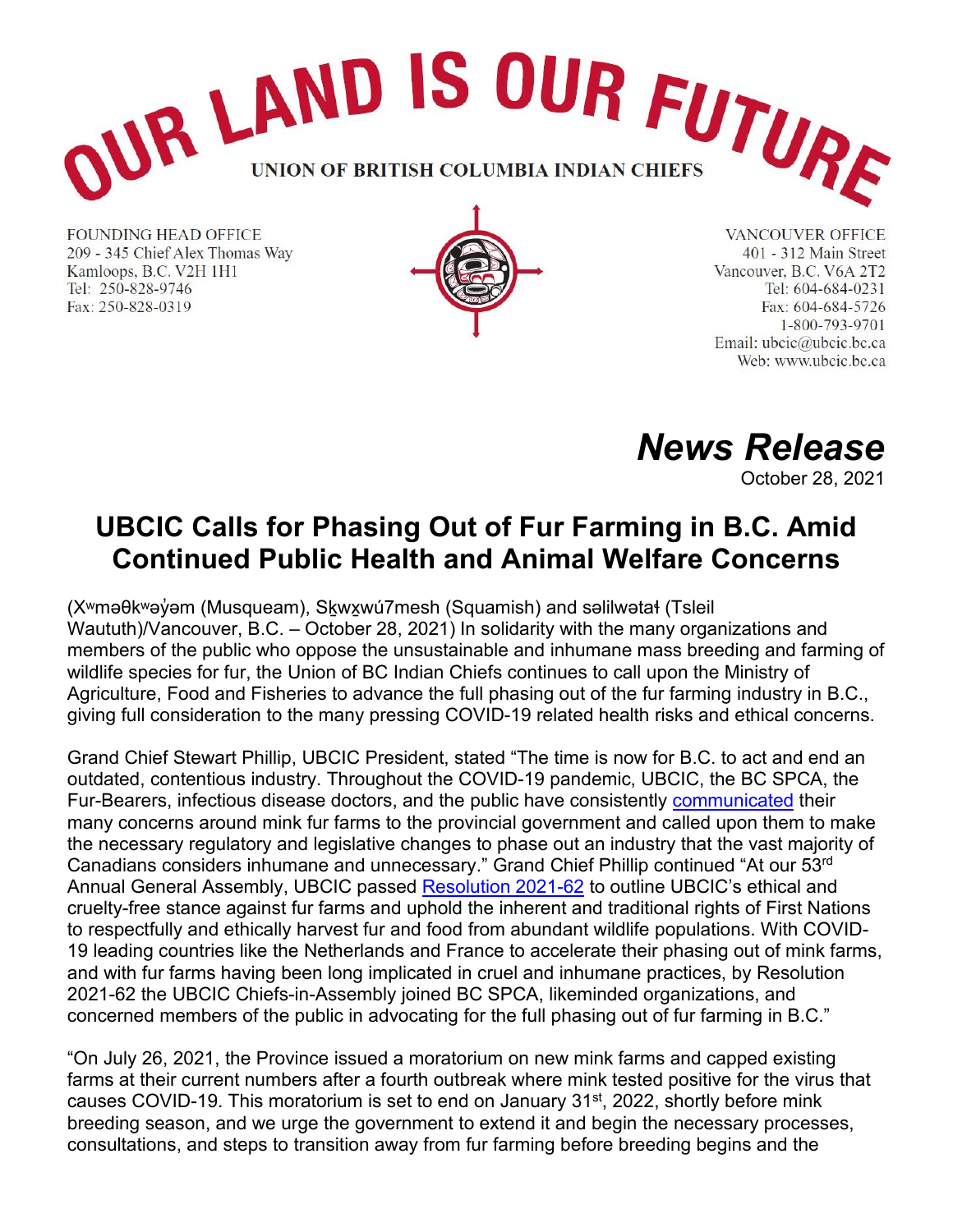# OUR LAND IS OUR FUTURE

UNION OF BRITISH COLUMBIA INDIAN CHIEFS

FOUNDING HEAD OFFICE
209 - 345 Chief Alex Thomas Way
Kamloops, B.C. V2H 1H1
Tel: 250-828-9746
Fax: 250-828-0319

VANCOUVER OFFICE
401 - 312 Main Street
Vancouver, B.C. V6A 2T2
Tel: 604-684-0231
Fax: 604-684-5726
1-800-793-9701
Email: ubcic@ubcic.bc.ca
Web: www.ubcic.bc.ca

***News Release***
October 28, 2021

## UBCIC Calls for Phasing Out of Fur Farming in B.C. Amid Continued Public Health and Animal Welfare Concerns

(Xʷməθkʷəy̓əm (Musqueam), Sḵwx̱wú7mesh (Squamish) and səlilwətaɬ (Tsleil Waututh)/Vancouver, B.C. – October 28, 2021) In solidarity with the many organizations and members of the public who oppose the unsustainable and inhumane mass breeding and farming of wildlife species for fur, the Union of BC Indian Chiefs continues to call upon the Ministry of Agriculture, Food and Fisheries to advance the full phasing out of the fur farming industry in B.C., giving full consideration to the many pressing COVID-19 related health risks and ethical concerns.

Grand Chief Stewart Phillip, UBCIC President, stated "The time is now for B.C. to act and end an outdated, contentious industry. Throughout the COVID-19 pandemic, UBCIC, the BC SPCA, the Fur-Bearers, infectious disease doctors, and the public have consistently communicated their many concerns around mink fur farms to the provincial government and called upon them to make the necessary regulatory and legislative changes to phase out an industry that the vast majority of Canadians considers inhumane and unnecessary." Grand Chief Phillip continued "At our 53rd Annual General Assembly, UBCIC passed Resolution 2021-62 to outline UBCIC's ethical and cruelty-free stance against fur farms and uphold the inherent and traditional rights of First Nations to respectfully and ethically harvest fur and food from abundant wildlife populations. With COVID-19 leading countries like the Netherlands and France to accelerate their phasing out of mink farms, and with fur farms having been long implicated in cruel and inhumane practices, by Resolution 2021-62 the UBCIC Chiefs-in-Assembly joined BC SPCA, likeminded organizations, and concerned members of the public in advocating for the full phasing out of fur farming in B.C."

"On July 26, 2021, the Province issued a moratorium on new mink farms and capped existing farms at their current numbers after a fourth outbreak where mink tested positive for the virus that causes COVID-19. This moratorium is set to end on January 31st, 2022, shortly before mink breeding season, and we urge the government to extend it and begin the necessary processes, consultations, and steps to transition away from fur farming before breeding begins and the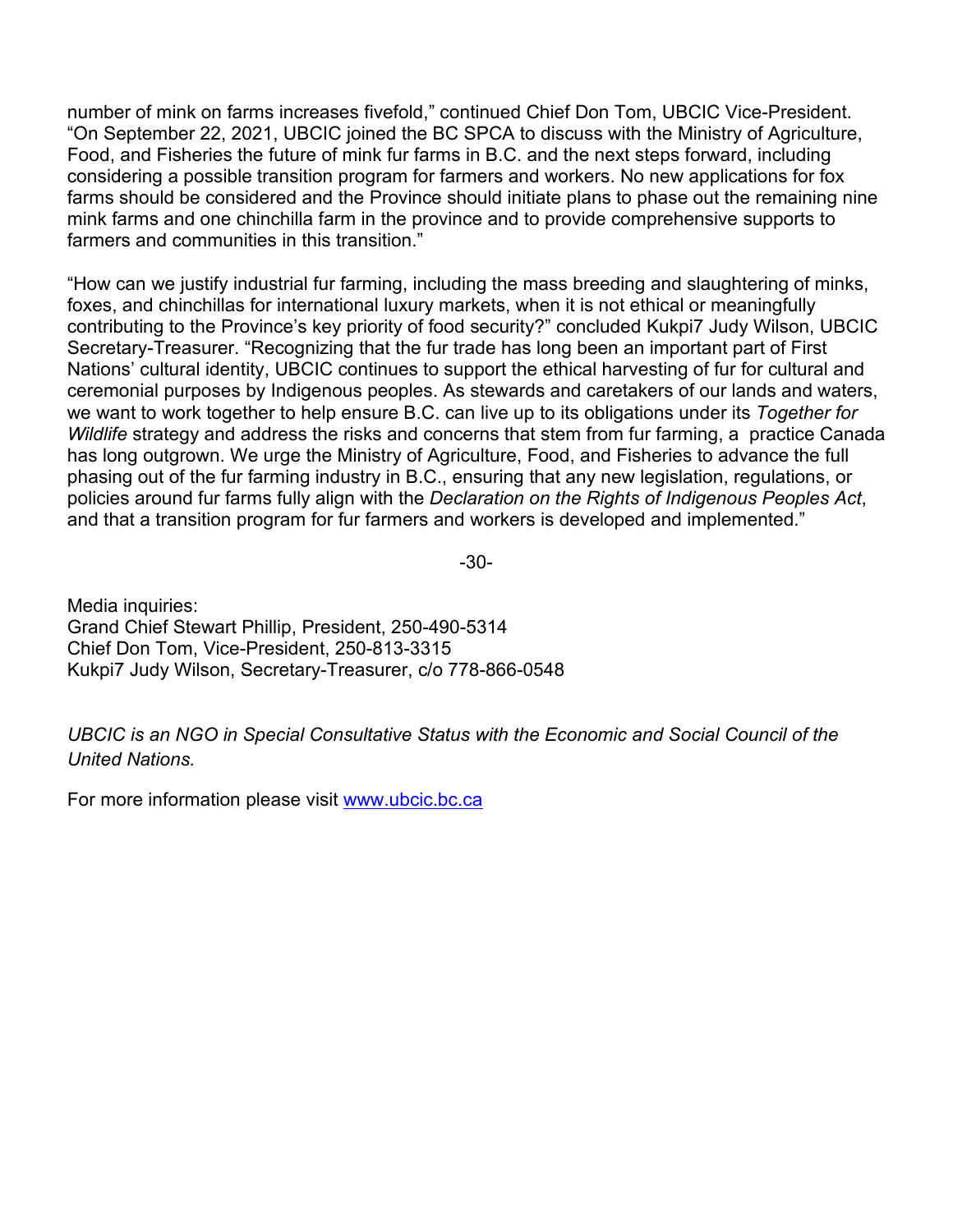number of mink on farms increases fivefold," continued Chief Don Tom, UBCIC Vice-President. "On September 22, 2021, UBCIC joined the BC SPCA to discuss with the Ministry of Agriculture, Food, and Fisheries the future of mink fur farms in B.C. and the next steps forward, including considering a possible transition program for farmers and workers. No new applications for fox farms should be considered and the Province should initiate plans to phase out the remaining nine mink farms and one chinchilla farm in the province and to provide comprehensive supports to farmers and communities in this transition."

"How can we justify industrial fur farming, including the mass breeding and slaughtering of minks, foxes, and chinchillas for international luxury markets, when it is not ethical or meaningfully contributing to the Province's key priority of food security?" concluded Kukpi7 Judy Wilson, UBCIC Secretary-Treasurer. "Recognizing that the fur trade has long been an important part of First Nations' cultural identity, UBCIC continues to support the ethical harvesting of fur for cultural and ceremonial purposes by Indigenous peoples. As stewards and caretakers of our lands and waters, we want to work together to help ensure B.C. can live up to its obligations under its *Together for Wildlife* strategy and address the risks and concerns that stem from fur farming, a practice Canada has long outgrown. We urge the Ministry of Agriculture, Food, and Fisheries to advance the full phasing out of the fur farming industry in B.C., ensuring that any new legislation, regulations, or policies around fur farms fully align with the *Declaration on the Rights of Indigenous Peoples Act*, and that a transition program for fur farmers and workers is developed and implemented."

-30-

Media inquiries:
Grand Chief Stewart Phillip, President, 250-490-5314
Chief Don Tom, Vice-President, 250-813-3315
Kukpi7 Judy Wilson, Secretary-Treasurer, c/o 778-866-0548

*UBCIC is an NGO in Special Consultative Status with the Economic and Social Council of the United Nations.*

For more information please visit [www.ubcic.bc.ca](http://www.ubcic.bc.ca)